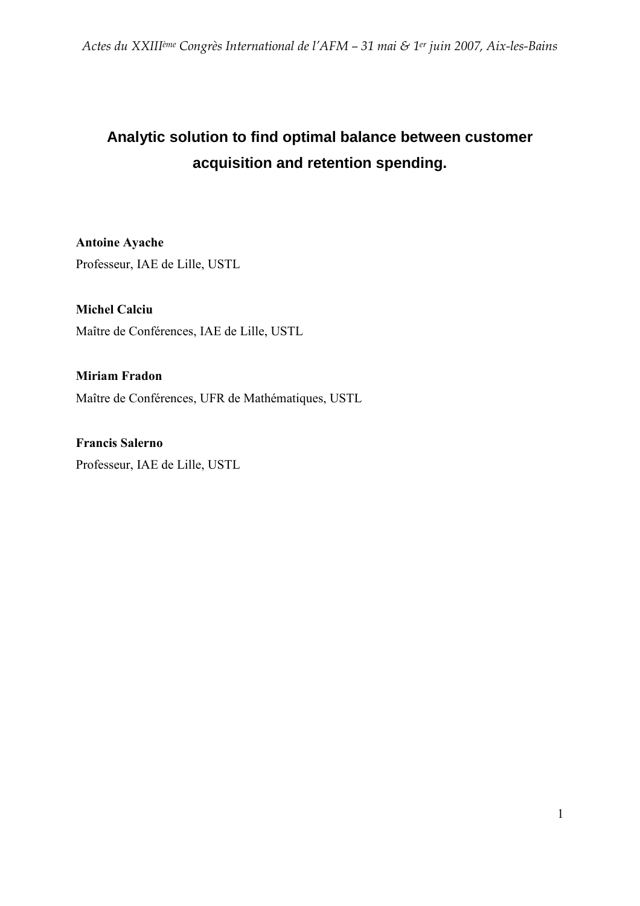# Analytic solution to find optimal balance between customer acquisition and retention spending.

**Antoine Ayache**

Professeur, IAE de Lille, USTL

**Michel Calciu**

Maître de Conférences, IAE de Lille, USTL

**Miriam Fradon**

Maître de Conférences, UFR de Mathématiques, USTL

**Francis Salerno**

Professeur, IAE de Lille, USTL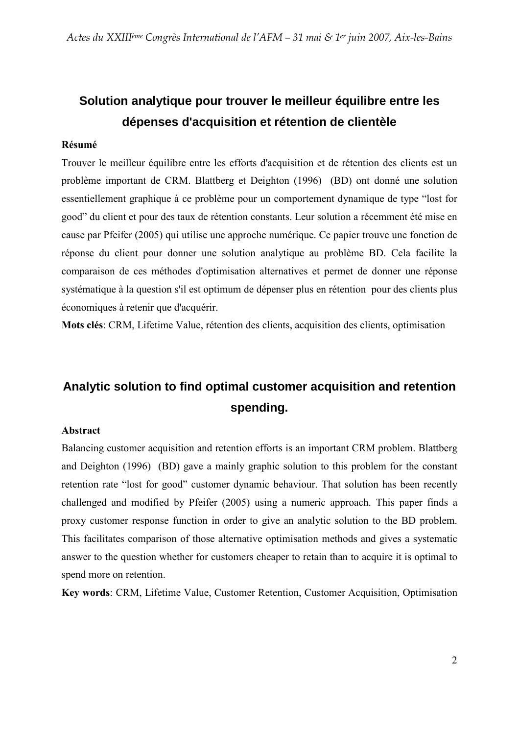# Solution analytique pour trouver le meilleur équilibre entre les dépenses d'acquisition et rétention de clientèle

**Résumé**

Trouver le meilleur équilibre entre les efforts d'acquisition et de rétention des clients est un problème important de CRM. Blattberg et Deighton (1996) (BD) ont donné une solution essentiellement graphique à ce problème pour un comportement dynamique de type “lost for good” du client et pour des taux de rétention constants. Leur solution a récemment été mise en cause par Pfeifer (2005) qui utilise une approche numérique. Ce papier trouve une fonction de réponse du client pour donner une solution analytique au problème BD. Cela facilite la comparaison de ces méthodes d'optimisation alternatives et permet de donner une réponse systématique à la question s'il est optimum de dépenser plus en rétention pour des clients plus économiques à retenir que d'acquérir.

**Mots clés**: CRM, Lifetime Value, rétention des clients, acquisition des clients, optimisation

# Analytic solution to find optimal customer acquisition and retention spending.

**Abstract**

Balancing customer acquisition and retention efforts is an important CRM problem. Blattberg and Deighton (1996) (BD) gave a mainly graphic solution to this problem for the constant retention rate “lost for good” customer dynamic behaviour. That solution has been recently challenged and modified by Pfeifer (2005) using a numeric approach. This paper finds a proxy customer response function in order to give an analytic solution to the BD problem. This facilitates comparison of those alternative optimisation methods and gives a systematic answer to the question whether for customers cheaper to retain than to acquire it is optimal to spend more on retention.

**Key words**: CRM, Lifetime Value, Customer Retention, Customer Acquisition, Optimisation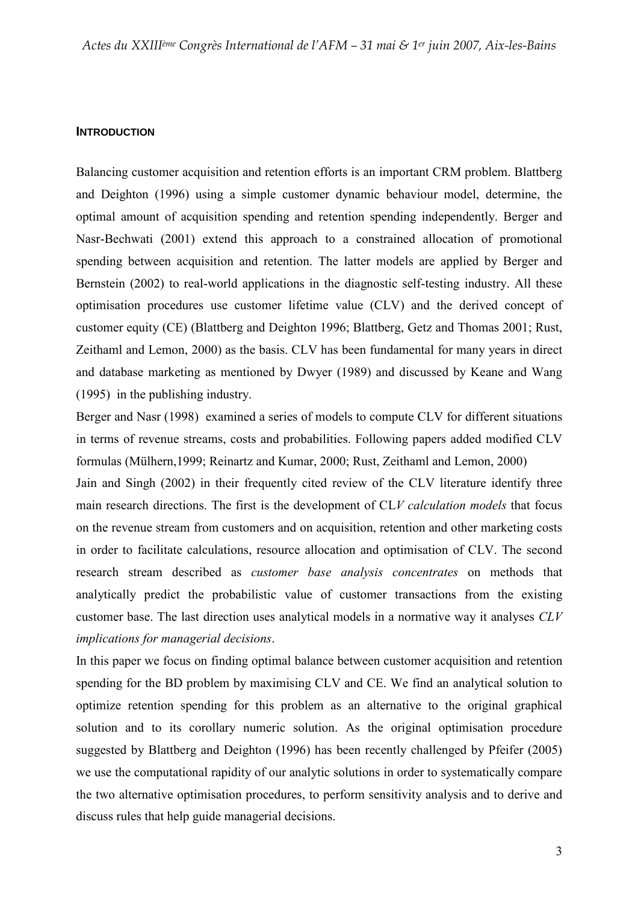### INTRODUCTION

Balancing customer acquisition and retention efforts is an important CRM problem. Blattberg and Deighton (1996) using a simple customer dynamic behaviour model, determine, the optimal amount of acquisition spending and retention spending independently. Berger and Nasr-Bechwati (2001) extend this approach to a constrained allocation of promotional spending between acquisition and retention. The latter models are applied by Berger and Bernstein (2002) to real-world applications in the diagnostic self-testing industry. All these optimisation procedures use customer lifetime value (CLV) and the derived concept of customer equity (CE) (Blattberg and Deighton 1996; Blattberg, Getz and Thomas 2001; Rust, Zeithaml and Lemon, 2000) as the basis. CLV has been fundamental for many years in direct and database marketing as mentioned by Dwyer (1989) and discussed by Keane and Wang (1995) in the publishing industry.

Berger and Nasr (1998) examined a series of models to compute CLV for different situations in terms of revenue streams, costs and probabilities. Following papers added modified CLV formulas (Mülhern,1999; Reinartz and Kumar, 2000; Rust, Zeithaml and Lemon, 2000)

Jain and Singh (2002) in their frequently cited review of the CLV literature identify three main research directions. The first is the development of CL*V calculation models* that focus on the revenue stream from customers and on acquisition, retention and other marketing costs in order to facilitate calculations, resource allocation and optimisation of CLV. The second research stream described as *customer base analysis concentrates* on methods that analytically predict the probabilistic value of customer transactions from the existing customer base. The last direction uses analytical models in a normative way it analyses *CLV implications for managerial decisions*.

In this paper we focus on finding optimal balance between customer acquisition and retention spending for the BD problem by maximising CLV and CE. We find an analytical solution to optimize retention spending for this problem as an alternative to the original graphical solution and to its corollary numeric solution. As the original optimisation procedure suggested by Blattberg and Deighton (1996) has been recently challenged by Pfeifer (2005) we use the computational rapidity of our analytic solutions in order to systematically compare the two alternative optimisation procedures, to perform sensitivity analysis and to derive and discuss rules that help guide managerial decisions.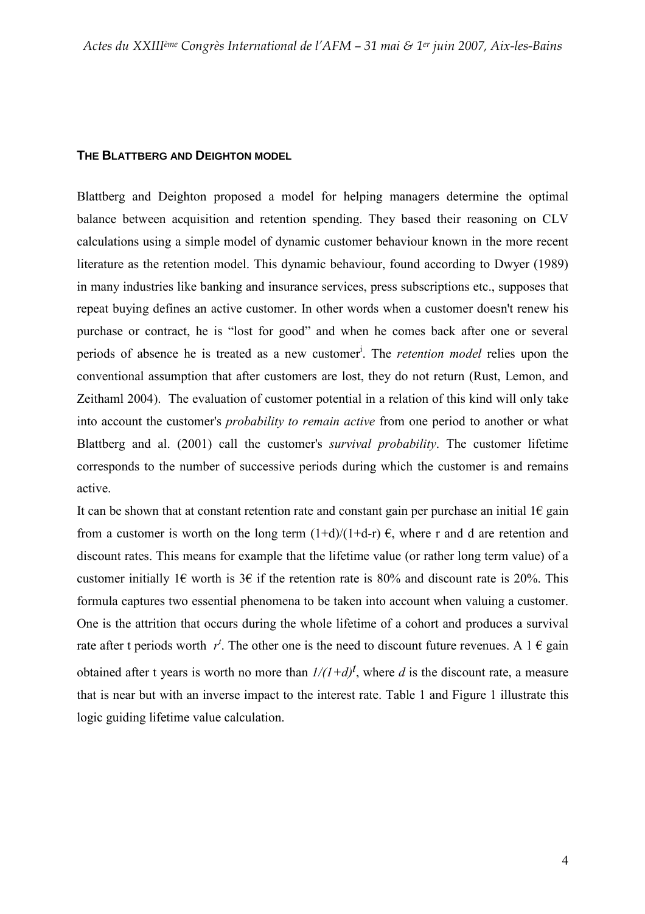## THE BLATTBERG AND DEIGHTON MODEL

Blattberg and Deighton proposed a model for helping managers determine the optimal balance between acquisition and retention spending. They based their reasoning on CLV calculations using a simple model of dynamic customer behaviour known in the more recent literature as the retention model. This dynamic behaviour, found according to Dwyer (1989) in many industries like banking and insurance services, press subscriptions etc., supposes that repeat buying defines an active customer. In other words when a customer doesn't renew his purchase or contract, he is "lost for good" and when he comes back after one or several periods of absence he is treated as a new customer[i]. The *retention model* relies upon the conventional assumption that after customers are lost, they do not return (Rust, Lemon, and Zeithaml 2004). The evaluation of customer potential in a relation of this kind will only take into account the customer's *probability to remain active* from one period to another or what Blattberg and al. (2001) call the customer's *survival probability*. The customer lifetime corresponds to the number of successive periods during which the customer is and remains active.

It can be shown that at constant retention rate and constant gain per purchase an initial 1€ gain from a customer is worth on the long term $(1+d)/(1+d-r)$ €, where r and d are retention and discount rates. This means for example that the lifetime value (or rather long term value) of a customer initially 1€ worth is 3€ if the retention rate is 80% and discount rate is 20%. This formula captures two essential phenomena to be taken into account when valuing a customer. One is the attrition that occurs during the whole lifetime of a cohort and produces a survival rate after t periods worth $r^t$. The other one is the need to discount future revenues. A 1 € gain obtained after t years is worth no more than $1/(1+d)^t$, where $d$ is the discount rate, a measure that is near but with an inverse impact to the interest rate. Table 1 and Figure 1 illustrate this logic guiding lifetime value calculation.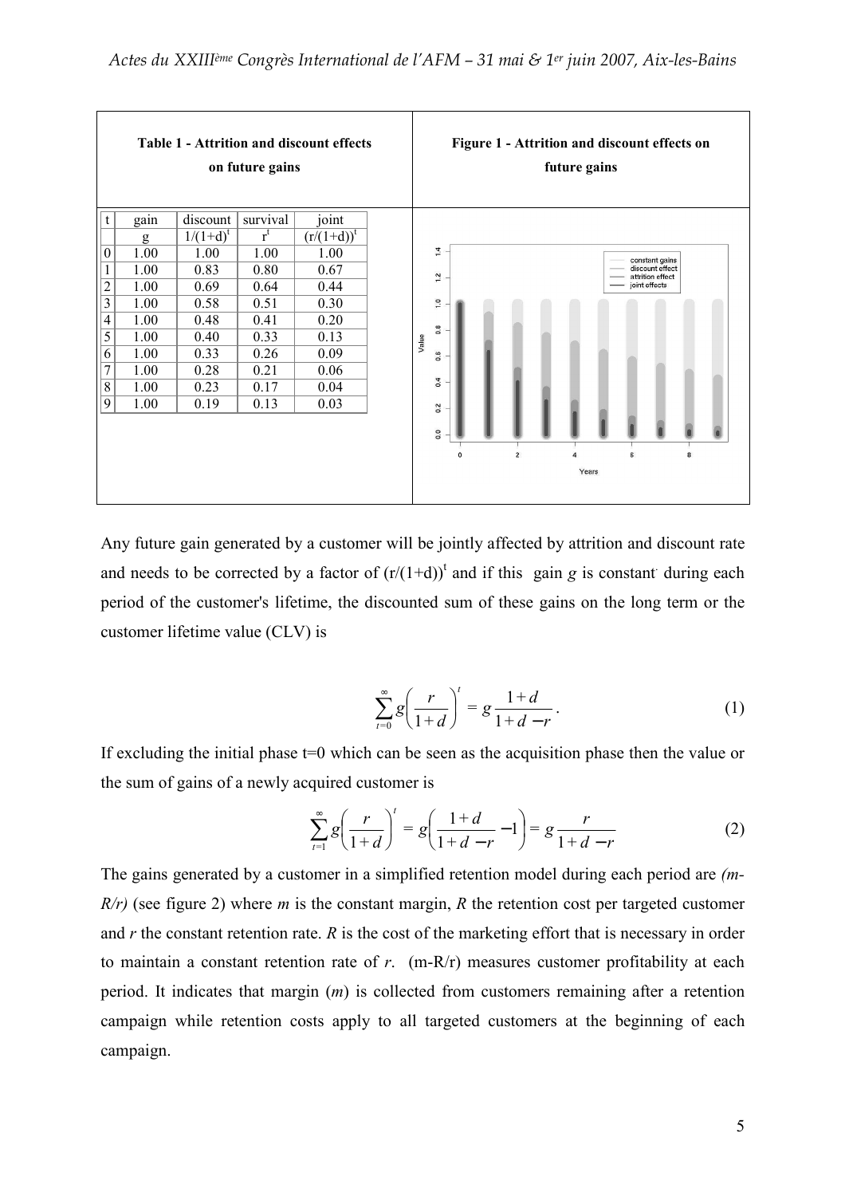**Table 1 - Attrition and discount effects on future gains**

| t | gain | discount | survival | joint |
|---|---|---|---|---|
| | g | $1/(1+d)^t$ | $r^t$ | $(r/(1+d))^t$ |
| 0 | 1.00 | 1.00 | 1.00 | 1.00 |
| 1 | 1.00 | 0.83 | 0.80 | 0.67 |
| 2 | 1.00 | 0.69 | 0.64 | 0.44 |
| 3 | 1.00 | 0.58 | 0.51 | 0.30 |
| 4 | 1.00 | 0.48 | 0.41 | 0.20 |
| 5 | 1.00 | 0.40 | 0.33 | 0.13 |
| 6 | 1.00 | 0.33 | 0.26 | 0.09 |
| 7 | 1.00 | 0.28 | 0.21 | 0.06 |
| 8 | 1.00 | 0.23 | 0.17 | 0.04 |
| 9 | 1.00 | 0.19 | 0.13 | 0.03 |

**Figure 1 - Attrition and discount effects on future gains**

Any future gain generated by a customer will be jointly affected by attrition and discount rate and needs to be corrected by a factor of $(r/(1+d))^t$ and if this gain $g$ is constant during each period of the customer's lifetime, the discounted sum of these gains on the long term or the customer lifetime value (CLV) is

$$\sum_{t=0}^{\infty} g\left(\frac{r}{1+d}\right)^t = g\frac{1+d}{1+d-r}. \quad (1)$$

If excluding the initial phase t=0 which can be seen as the acquisition phase then the value or the sum of gains of a newly acquired customer is

$$\sum_{t=1}^{\infty} g\left(\frac{r}{1+d}\right)^t = g\left(\frac{1+d}{1+d-r}-1\right) = g\frac{r}{1+d-r} \quad (2)$$

The gains generated by a customer in a simplified retention model during each period are *(m-R/r)* (see figure 2) where *m* is the constant margin, *R* the retention cost per targeted customer and *r* the constant retention rate. *R* is the cost of the marketing effort that is necessary in order to maintain a constant retention rate of *r*. (m-R/r) measures customer profitability at each period. It indicates that margin (*m*) is collected from customers remaining after a retention campaign while retention costs apply to all targeted customers at the beginning of each campaign.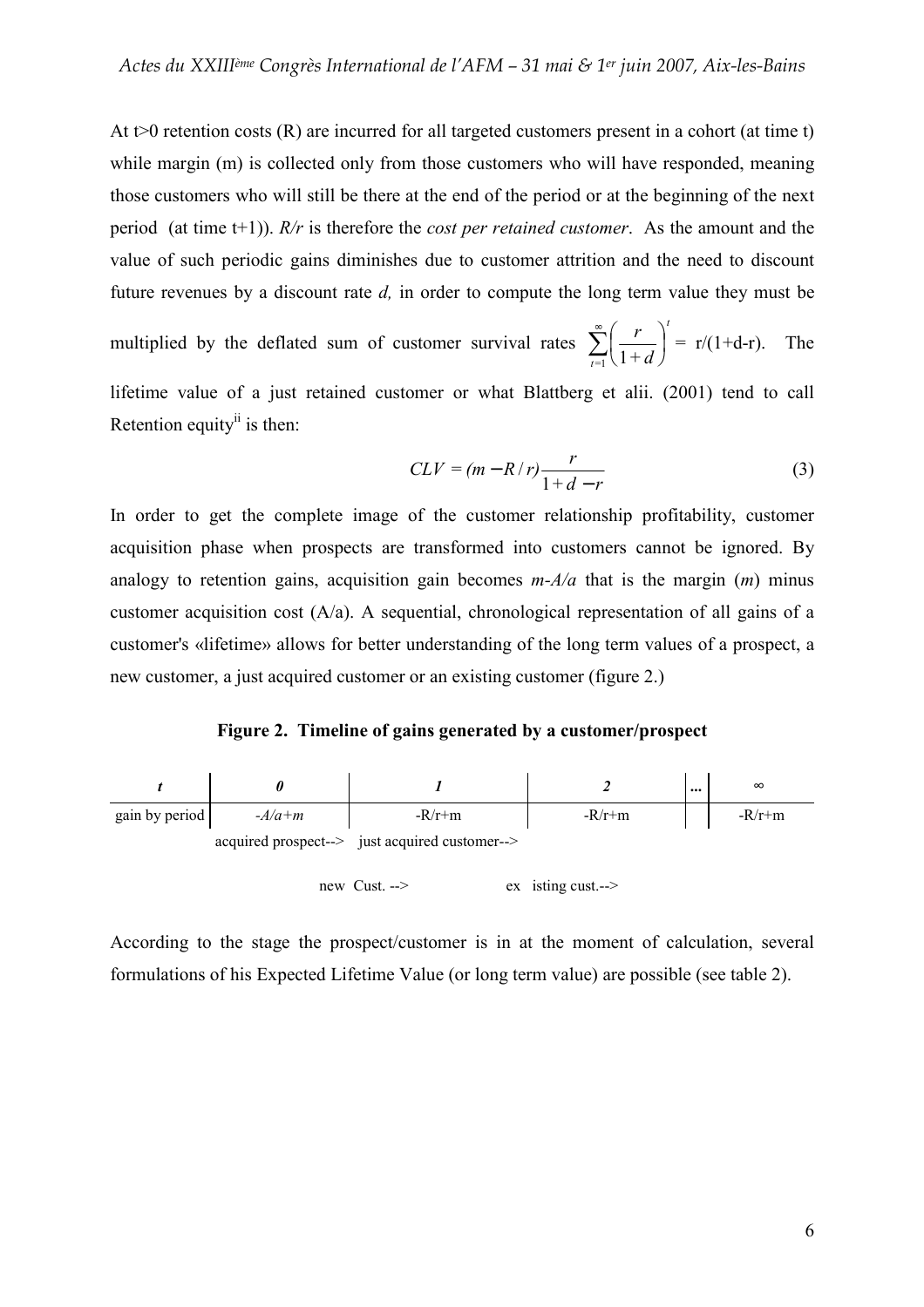At $t>0$ retention costs (R) are incurred for all targeted customers present in a cohort (at time t) while margin (m) is collected only from those customers who will have responded, meaning those customers who will still be there at the end of the period or at the beginning of the next period (at time t+1)). *R/r* is therefore the *cost per retained customer*. As the amount and the value of such periodic gains diminishes due to customer attrition and the need to discount future revenues by a discount rate *d,* in order to compute the long term value they must be multiplied by the deflated sum of customer survival rates $\sum_{t=1}^{\infty}\left(\frac{r}{1+d}\right)^t$ = r/(1+d-r). The lifetime value of a just retained customer or what Blattberg et alii. (2001) tend to call Retention equity[ii] is then:

$$CLV = (m - R/r)\frac{r}{1+d-r} \tag{3}$$

In order to get the complete image of the customer relationship profitability, customer acquisition phase when prospects are transformed into customers cannot be ignored. By analogy to retention gains, acquisition gain becomes *m-A/a* that is the margin (*m*) minus customer acquisition cost (A/a). A sequential, chronological representation of all gains of a customer's «lifetime» allows for better understanding of the long term values of a prospect, a new customer, a just acquired customer or an existing customer (figure 2.)

**Figure 2. Timeline of gains generated by a customer/prospect**

| *t* | *0* | *1* | *2* | ... | ∞ |
|---|---|---|---|---|---|
| gain by period | *-A/a+m* | -R/r+m | -R/r+m | | -R/r+m |

acquired prospect--> just acquired customer-->

new Cust. --> ex isting cust.-->

According to the stage the prospect/customer is in at the moment of calculation, several formulations of his Expected Lifetime Value (or long term value) are possible (see table 2).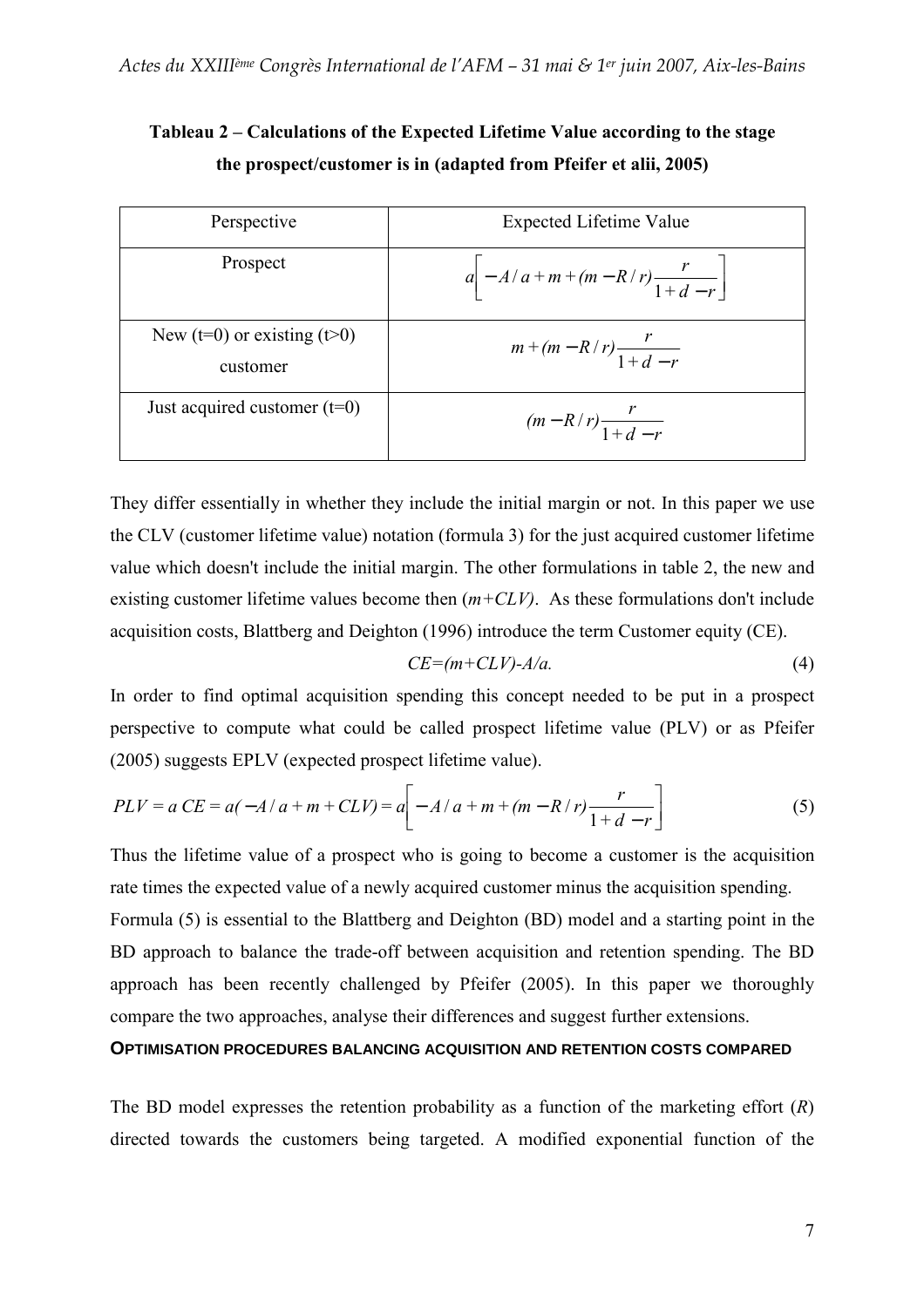**Tableau 2 – Calculations of the Expected Lifetime Value according to the stage the prospect/customer is in (adapted from Pfeifer et alii, 2005)**

| Perspective | Expected Lifetime Value |
|---|---|
| Prospect | $a\left[-A/a+m+(m-R/r)\dfrac{r}{1+d-r}\right]$ |
| New (t=0) or existing (t>0) customer | $m+(m-R/r)\dfrac{r}{1+d-r}$ |
| Just acquired customer (t=0) | $(m-R/r)\dfrac{r}{1+d-r}$ |

They differ essentially in whether they include the initial margin or not. In this paper we use the CLV (customer lifetime value) notation (formula 3) for the just acquired customer lifetime value which doesn't include the initial margin. The other formulations in table 2, the new and existing customer lifetime values become then ($m+CLV$). As these formulations don't include acquisition costs, Blattberg and Deighton (1996) introduce the term Customer equity (CE).

$$CE=(m+CLV)-A/a. \tag{4}$$

In order to find optimal acquisition spending this concept needed to be put in a prospect perspective to compute what could be called prospect lifetime value (PLV) or as Pfeifer (2005) suggests EPLV (expected prospect lifetime value).

$$PLV = a\,CE = a(-A/a+m+CLV) = a\left[-A/a+m+(m-R/r)\frac{r}{1+d-r}\right] \tag{5}$$

Thus the lifetime value of a prospect who is going to become a customer is the acquisition rate times the expected value of a newly acquired customer minus the acquisition spending. Formula (5) is essential to the Blattberg and Deighton (BD) model and a starting point in the BD approach to balance the trade-off between acquisition and retention spending. The BD approach has been recently challenged by Pfeifer (2005). In this paper we thoroughly compare the two approaches, analyse their differences and suggest further extensions.

## OPTIMISATION PROCEDURES BALANCING ACQUISITION AND RETENTION COSTS COMPARED

The BD model expresses the retention probability as a function of the marketing effort ($R$) directed towards the customers being targeted. A modified exponential function of the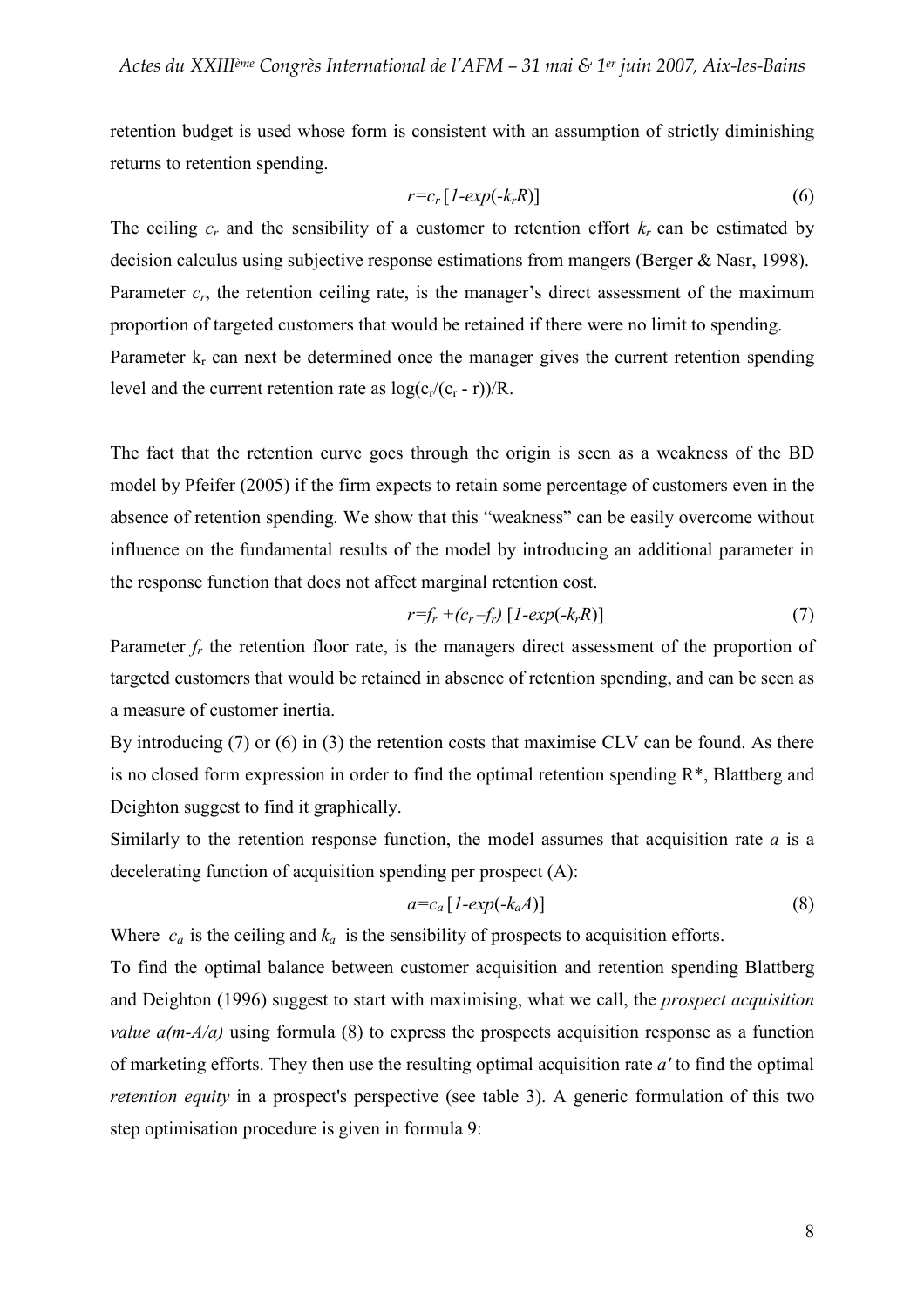retention budget is used whose form is consistent with an assumption of strictly diminishing returns to retention spending.

$$r = c_r\,[1 - exp(-k_r R)] \tag{6}$$

The ceiling $c_r$ and the sensibility of a customer to retention effort $k_r$ can be estimated by decision calculus using subjective response estimations from mangers (Berger & Nasr, 1998). Parameter $c_r$, the retention ceiling rate, is the manager's direct assessment of the maximum proportion of targeted customers that would be retained if there were no limit to spending. Parameter $k_r$ can next be determined once the manager gives the current retention spending level and the current retention rate as $\log(c_r/(c_r - r))/R$.

The fact that the retention curve goes through the origin is seen as a weakness of the BD model by Pfeifer (2005) if the firm expects to retain some percentage of customers even in the absence of retention spending. We show that this "weakness" can be easily overcome without influence on the fundamental results of the model by introducing an additional parameter in the response function that does not affect marginal retention cost.

$$r = f_r + (c_r - f_r)\,[1 - exp(-k_r R)] \tag{7}$$

Parameter $f_r$ the retention floor rate, is the managers direct assessment of the proportion of targeted customers that would be retained in absence of retention spending, and can be seen as a measure of customer inertia.

By introducing (7) or (6) in (3) the retention costs that maximise CLV can be found. As there is no closed form expression in order to find the optimal retention spending R*, Blattberg and Deighton suggest to find it graphically.

Similarly to the retention response function, the model assumes that acquisition rate *a* is a decelerating function of acquisition spending per prospect (A):

$$a = c_a\,[1 - exp(-k_a A)] \tag{8}$$

Where $c_a$ is the ceiling and $k_a$ is the sensibility of prospects to acquisition efforts.

To find the optimal balance between customer acquisition and retention spending Blattberg and Deighton (1996) suggest to start with maximising, what we call, the *prospect acquisition value* $a(m-A/a)$ using formula (8) to express the prospects acquisition response as a function of marketing efforts. They then use the resulting optimal acquisition rate $a'$ to find the optimal *retention equity* in a prospect's perspective (see table 3). A generic formulation of this two step optimisation procedure is given in formula 9: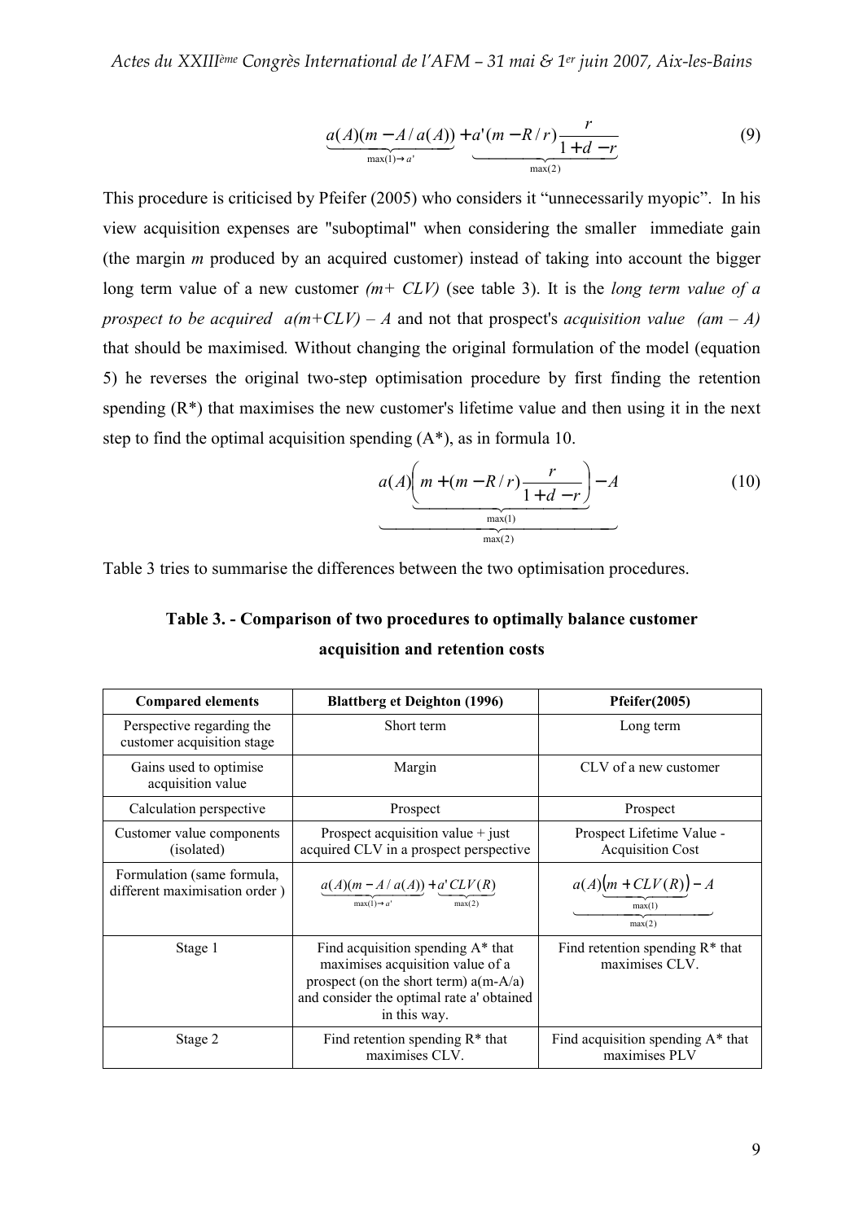$$\underbrace{a(A)(m - A/a(A))}_{\max(1) \to a'} + \underbrace{a'(m - R/r)\frac{r}{1+d-r}}_{\max(2)} \tag{9}$$

This procedure is criticised by Pfeifer (2005) who considers it "unnecessarily myopic". In his view acquisition expenses are "suboptimal" when considering the smaller immediate gain (the margin *m* produced by an acquired customer) instead of taking into account the bigger long term value of a new customer *(m+ CLV)* (see table 3). It is the *long term value of a prospect to be acquired $a(m+CLV) - A$* and not that prospect's *acquisition value $(am - A)$* that should be maximised. Without changing the original formulation of the model (equation 5) he reverses the original two-step optimisation procedure by first finding the retention spending (R\*) that maximises the new customer's lifetime value and then using it in the next step to find the optimal acquisition spending (A\*), as in formula 10.

$$\underbrace{a(A)\underbrace{\left(m + (m - R/r)\frac{r}{1+d-r}\right)}_{\max(1)} - A}_{\max(2)} \tag{10}$$

Table 3 tries to summarise the differences between the two optimisation procedures.

**Table 3. - Comparison of two procedures to optimally balance customer acquisition and retention costs**

| Compared elements | Blattberg et Deighton (1996) | Pfeifer(2005) |
|---|---|---|
| Perspective regarding the customer acquisition stage | Short term | Long term |
| Gains used to optimise acquisition value | Margin | CLV of a new customer |
| Calculation perspective | Prospect | Prospect |
| Customer value components (isolated) | Prospect acquisition value + just acquired CLV in a prospect perspective | Prospect Lifetime Value - Acquisition Cost |
| Formulation (same formula, different maximisation order ) | $\underbrace{a(A)(m - A/a(A))}_{\max(1) \to a'} + \underbrace{a' \, CLV(R)}_{\max(2)}$ | $\underbrace{a(A)\underbrace{(m + CLV(R))}_{\max(1)} - A}_{\max(2)}$ |
| Stage 1 | Find acquisition spending A\* that maximises acquisition value of a prospect (on the short term) a(m-A/a) and consider the optimal rate a' obtained in this way. | Find retention spending R\* that maximises CLV. |
| Stage 2 | Find retention spending R\* that maximises CLV. | Find acquisition spending A\* that maximises PLV |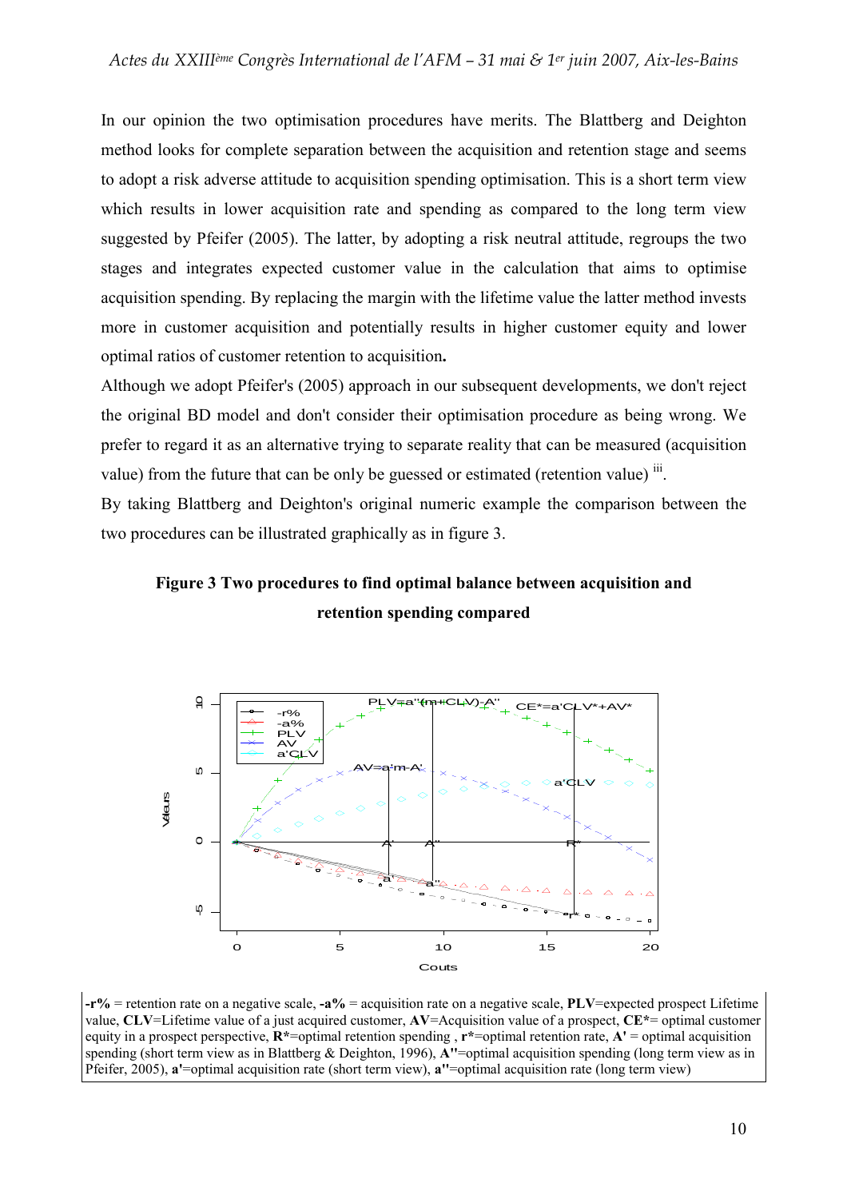In our opinion the two optimisation procedures have merits. The Blattberg and Deighton method looks for complete separation between the acquisition and retention stage and seems to adopt a risk adverse attitude to acquisition spending optimisation. This is a short term view which results in lower acquisition rate and spending as compared to the long term view suggested by Pfeifer (2005). The latter, by adopting a risk neutral attitude, regroups the two stages and integrates expected customer value in the calculation that aims to optimise acquisition spending. By replacing the margin with the lifetime value the latter method invests more in customer acquisition and potentially results in higher customer equity and lower optimal ratios of customer retention to acquisition**.**

Although we adopt Pfeifer's (2005) approach in our subsequent developments, we don't reject the original BD model and don't consider their optimisation procedure as being wrong. We prefer to regard it as an alternative trying to separate reality that can be measured (acquisition value) from the future that can be only be guessed or estimated (retention value) [iii].

By taking Blattberg and Deighton's original numeric example the comparison between the two procedures can be illustrated graphically as in figure 3.

**Figure 3 Two procedures to find optimal balance between acquisition and retention spending compared**

**-r%** = retention rate on a negative scale, **-a%** = acquisition rate on a negative scale, **PLV**=expected prospect Lifetime value, **CLV**=Lifetime value of a just acquired customer, **AV**=Acquisition value of a prospect, **CE***= optimal customer equity in a prospect perspective, **R***=optimal retention spending , **r***=optimal retention rate, **A'** = optimal acquisition spending (short term view as in Blattberg & Deighton, 1996), **A''**=optimal acquisition spending (long term view as in Pfeifer, 2005), **a'**=optimal acquisition rate (short term view), **a''**=optimal acquisition rate (long term view)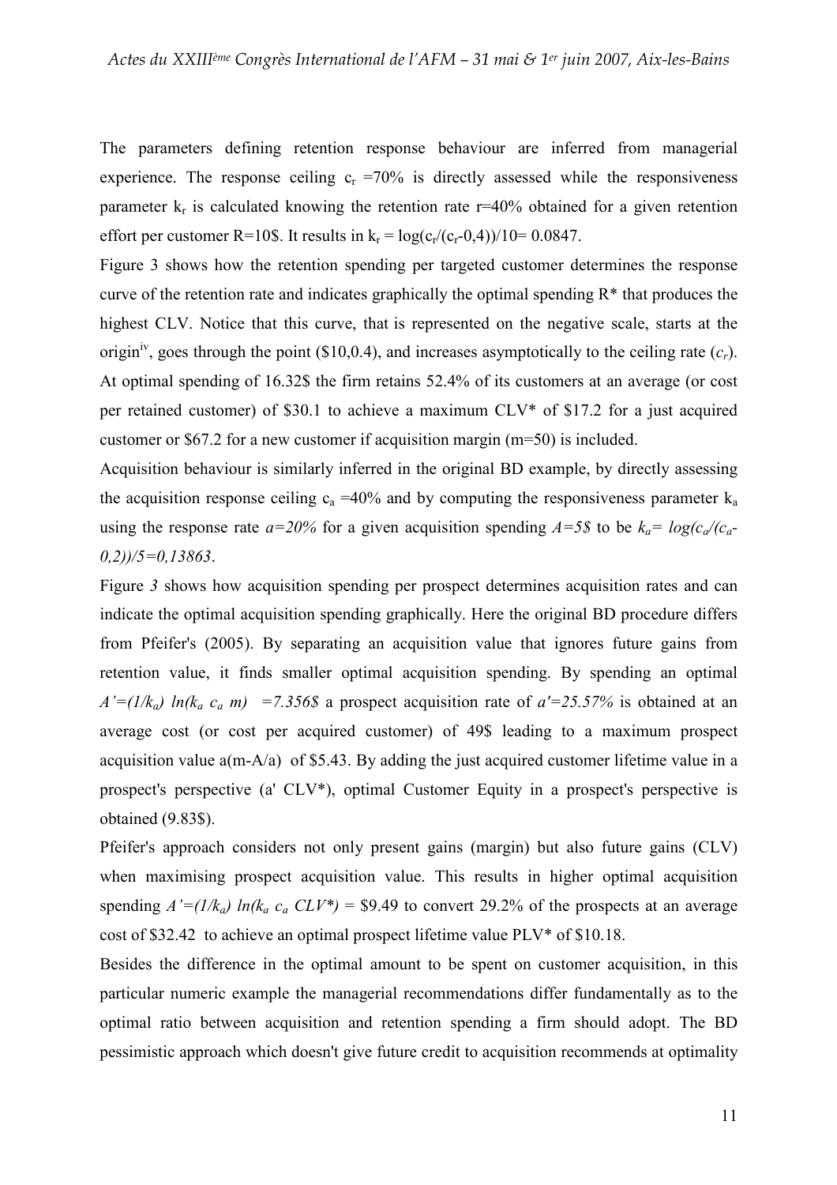The parameters defining retention response behaviour are inferred from managerial experience. The response ceiling $c_r$ =70% is directly assessed while the responsiveness parameter $k_r$ is calculated knowing the retention rate r=40% obtained for a given retention effort per customer R=10$. It results in $k_r = \log(c_r/(c_r-0{,}4))/10 = 0.0847$.

Figure 3 shows how the retention spending per targeted customer determines the response curve of the retention rate and indicates graphically the optimal spending R* that produces the highest CLV. Notice that this curve, that is represented on the negative scale, starts at the origin[iv], goes through the point ($10,0.4), and increases asymptotically to the ceiling rate ($c_r$). At optimal spending of 16.32$ the firm retains 52.4% of its customers at an average (or cost per retained customer) of $30.1 to achieve a maximum CLV* of $17.2 for a just acquired customer or $67.2 for a new customer if acquisition margin (m=50) is included.

Acquisition behaviour is similarly inferred in the original BD example, by directly assessing the acquisition response ceiling $c_a$ =40% and by computing the responsiveness parameter $k_a$ using the response rate *a=20%* for a given acquisition spending *A=5$* to be $k_a = \log(c_a/(c_a-0{,}2))/5 = 0{,}13863$.

Figure *3* shows how acquisition spending per prospect determines acquisition rates and can indicate the optimal acquisition spending graphically. Here the original BD procedure differs from Pfeifer's (2005). By separating an acquisition value that ignores future gains from retention value, it finds smaller optimal acquisition spending. By spending an optimal $A' = (1/k_a)\ \ln(k_a\ c_a\ m)$ =7.356$ a prospect acquisition rate of *a'=25.57%* is obtained at an average cost (or cost per acquired customer) of 49$ leading to a maximum prospect acquisition value a(m-A/a) of $5.43. By adding the just acquired customer lifetime value in a prospect's perspective (a' CLV*), optimal Customer Equity in a prospect's perspective is obtained (9.83$).

Pfeifer's approach considers not only present gains (margin) but also future gains (CLV) when maximising prospect acquisition value. This results in higher optimal acquisition spending $A' = (1/k_a)\ \ln(k_a\ c_a\ CLV^*)$ = $9.49 to convert 29.2% of the prospects at an average cost of $32.42 to achieve an optimal prospect lifetime value PLV* of $10.18.

Besides the difference in the optimal amount to be spent on customer acquisition, in this particular numeric example the managerial recommendations differ fundamentally as to the optimal ratio between acquisition and retention spending a firm should adopt. The BD pessimistic approach which doesn't give future credit to acquisition recommends at optimality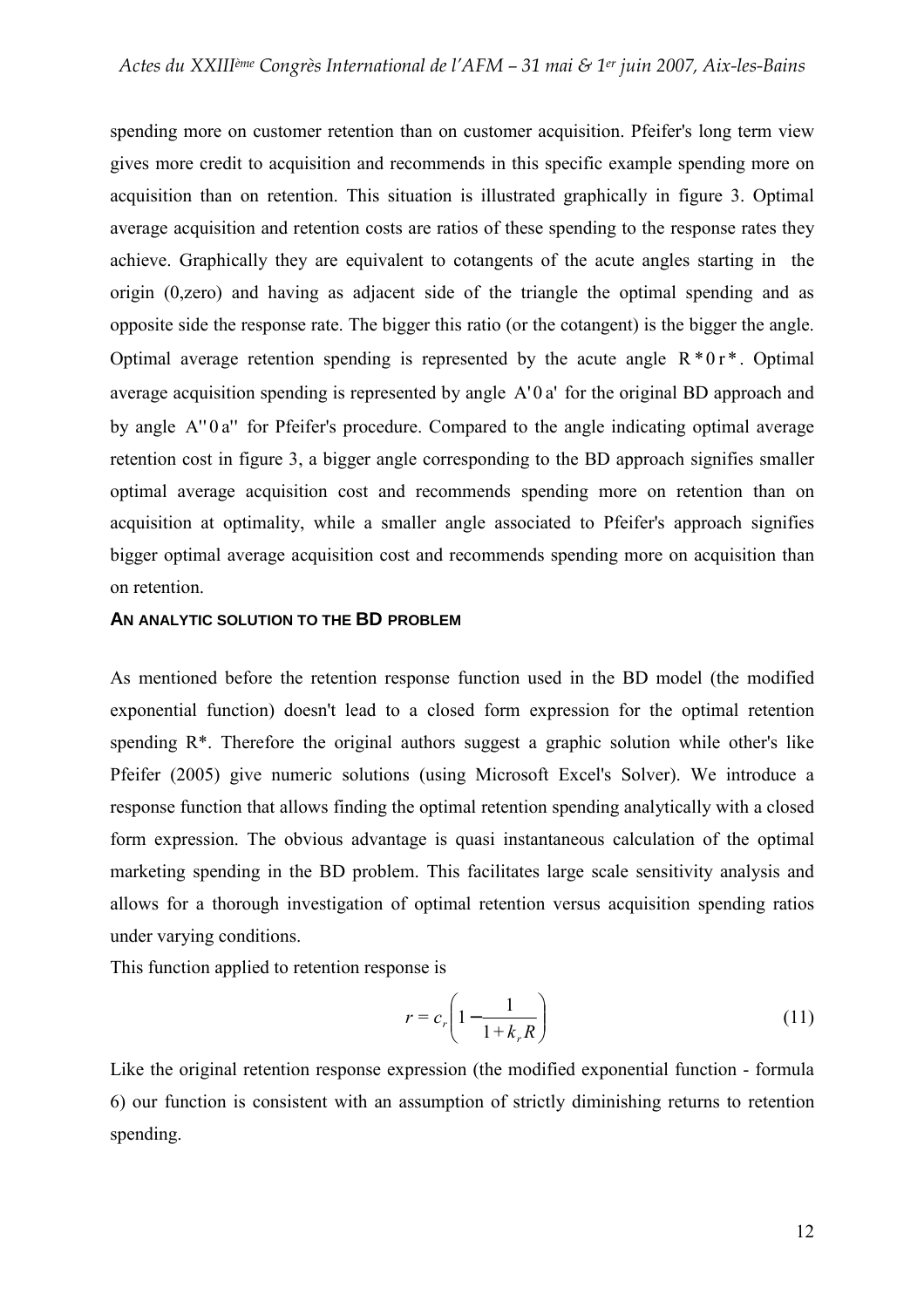spending more on customer retention than on customer acquisition. Pfeifer's long term view gives more credit to acquisition and recommends in this specific example spending more on acquisition than on retention. This situation is illustrated graphically in figure 3. Optimal average acquisition and retention costs are ratios of these spending to the response rates they achieve. Graphically they are equivalent to cotangents of the acute angles starting in the origin (0,zero) and having as adjacent side of the triangle the optimal spending and as opposite side the response rate. The bigger this ratio (or the cotangent) is the bigger the angle. Optimal average retention spending is represented by the acute angle $R^{*}0r^{*}$. Optimal average acquisition spending is represented by angle $A'0a'$ for the original BD approach and by angle $A''0a''$ for Pfeifer's procedure. Compared to the angle indicating optimal average retention cost in figure 3, a bigger angle corresponding to the BD approach signifies smaller optimal average acquisition cost and recommends spending more on retention than on acquisition at optimality, while a smaller angle associated to Pfeifer's approach signifies bigger optimal average acquisition cost and recommends spending more on acquisition than on retention.

### AN ANALYTIC SOLUTION TO THE BD PROBLEM

As mentioned before the retention response function used in the BD model (the modified exponential function) doesn't lead to a closed form expression for the optimal retention spending R*. Therefore the original authors suggest a graphic solution while other's like Pfeifer (2005) give numeric solutions (using Microsoft Excel's Solver). We introduce a response function that allows finding the optimal retention spending analytically with a closed form expression. The obvious advantage is quasi instantaneous calculation of the optimal marketing spending in the BD problem. This facilitates large scale sensitivity analysis and allows for a thorough investigation of optimal retention versus acquisition spending ratios under varying conditions.

This function applied to retention response is

$$r = c_r \left( 1 - \frac{1}{1 + k_r R} \right) \tag{11}$$

Like the original retention response expression (the modified exponential function - formula 6) our function is consistent with an assumption of strictly diminishing returns to retention spending.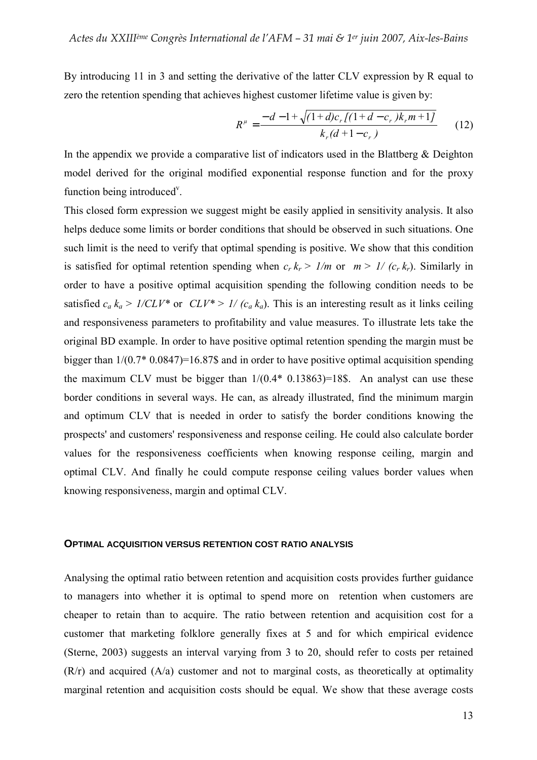By introducing 11 in 3 and setting the derivative of the latter CLV expression by R equal to zero the retention spending that achieves highest customer lifetime value is given by:

$$R^{\mu} = \frac{-d - 1 + \sqrt{(1+d)c_r\,[(1+d-c_r)k_r m + 1]}}{k_r(d+1-c_r)} \qquad (12)$$

In the appendix we provide a comparative list of indicators used in the Blattberg & Deighton model derived for the original modified exponential response function and for the proxy function being introduced[v].

This closed form expression we suggest might be easily applied in sensitivity analysis. It also helps deduce some limits or border conditions that should be observed in such situations. One such limit is the need to verify that optimal spending is positive. We show that this condition is satisfied for optimal retention spending when $c_r\, k_r > 1/m$ or $m > 1/(c_r\, k_r)$. Similarly in order to have a positive optimal acquisition spending the following condition needs to be satisfied $c_a\, k_a > 1/CLV^*$ or $CLV^* > 1/(c_a\, k_a)$. This is an interesting result as it links ceiling and responsiveness parameters to profitability and value measures. To illustrate lets take the original BD example. In order to have positive optimal retention spending the margin must be bigger than 1/(0.7* 0.0847)=16.87$ and in order to have positive optimal acquisition spending the maximum CLV must be bigger than 1/(0.4* 0.13863)=18$. An analyst can use these border conditions in several ways. He can, as already illustrated, find the minimum margin and optimum CLV that is needed in order to satisfy the border conditions knowing the prospects' and customers' responsiveness and response ceiling. He could also calculate border values for the responsiveness coefficients when knowing response ceiling, margin and optimal CLV. And finally he could compute response ceiling values border values when knowing responsiveness, margin and optimal CLV.

## Optimal acquisition versus retention cost ratio analysis

Analysing the optimal ratio between retention and acquisition costs provides further guidance to managers into whether it is optimal to spend more on retention when customers are cheaper to retain than to acquire. The ratio between retention and acquisition cost for a customer that marketing folklore generally fixes at 5 and for which empirical evidence (Sterne, 2003) suggests an interval varying from 3 to 20, should refer to costs per retained (R/r) and acquired (A/a) customer and not to marginal costs, as theoretically at optimality marginal retention and acquisition costs should be equal. We show that these average costs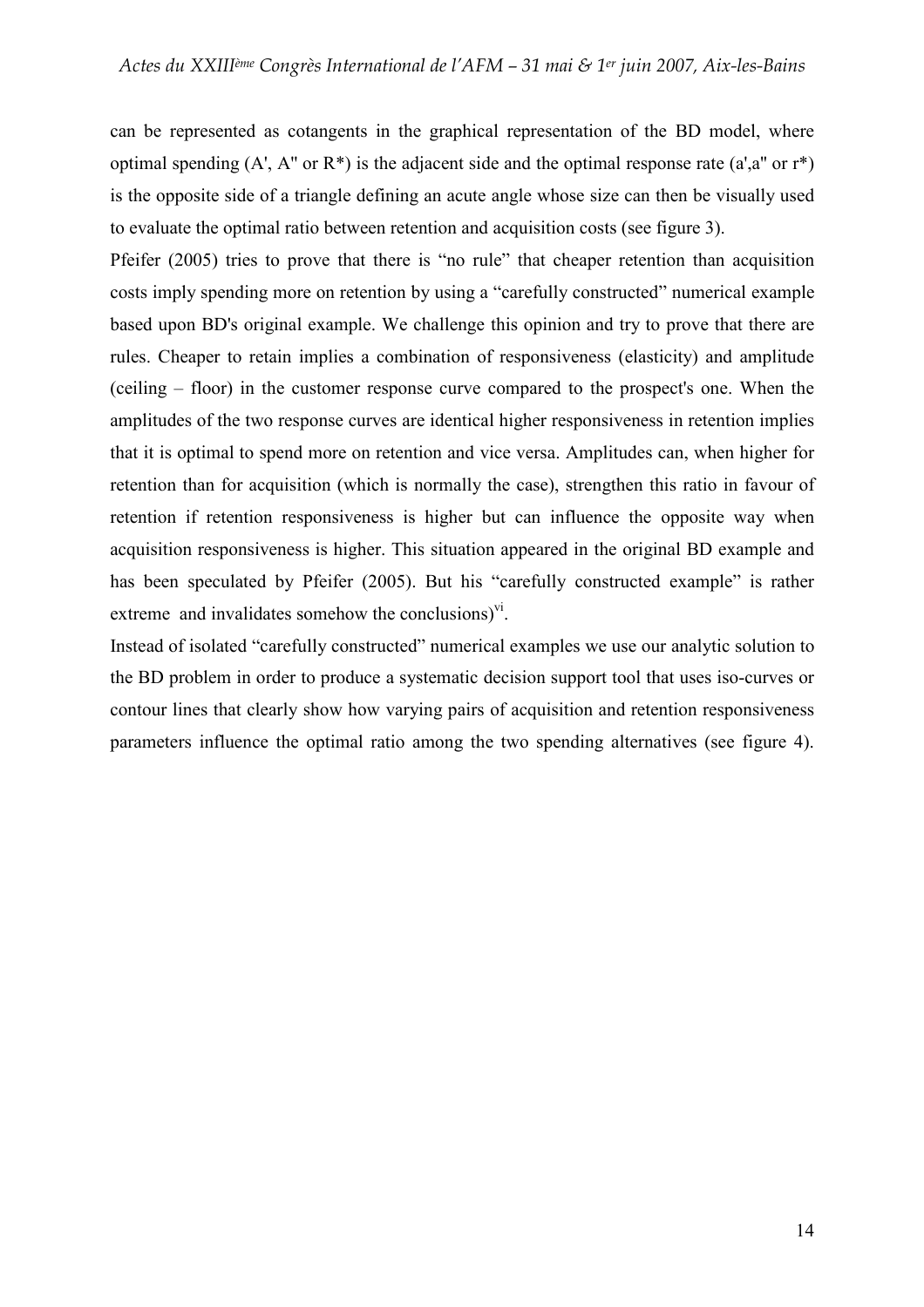can be represented as cotangents in the graphical representation of the BD model, where optimal spending (A', A'' or R*) is the adjacent side and the optimal response rate (a',a'' or r*) is the opposite side of a triangle defining an acute angle whose size can then be visually used to evaluate the optimal ratio between retention and acquisition costs (see figure 3).

Pfeifer (2005) tries to prove that there is "no rule" that cheaper retention than acquisition costs imply spending more on retention by using a "carefully constructed" numerical example based upon BD's original example. We challenge this opinion and try to prove that there are rules. Cheaper to retain implies a combination of responsiveness (elasticity) and amplitude (ceiling – floor) in the customer response curve compared to the prospect's one. When the amplitudes of the two response curves are identical higher responsiveness in retention implies that it is optimal to spend more on retention and vice versa. Amplitudes can, when higher for retention than for acquisition (which is normally the case), strengthen this ratio in favour of retention if retention responsiveness is higher but can influence the opposite way when acquisition responsiveness is higher. This situation appeared in the original BD example and has been speculated by Pfeifer (2005). But his "carefully constructed example" is rather extreme and invalidates somehow the conclusions)[vi].

Instead of isolated "carefully constructed" numerical examples we use our analytic solution to the BD problem in order to produce a systematic decision support tool that uses iso-curves or contour lines that clearly show how varying pairs of acquisition and retention responsiveness parameters influence the optimal ratio among the two spending alternatives (see figure 4).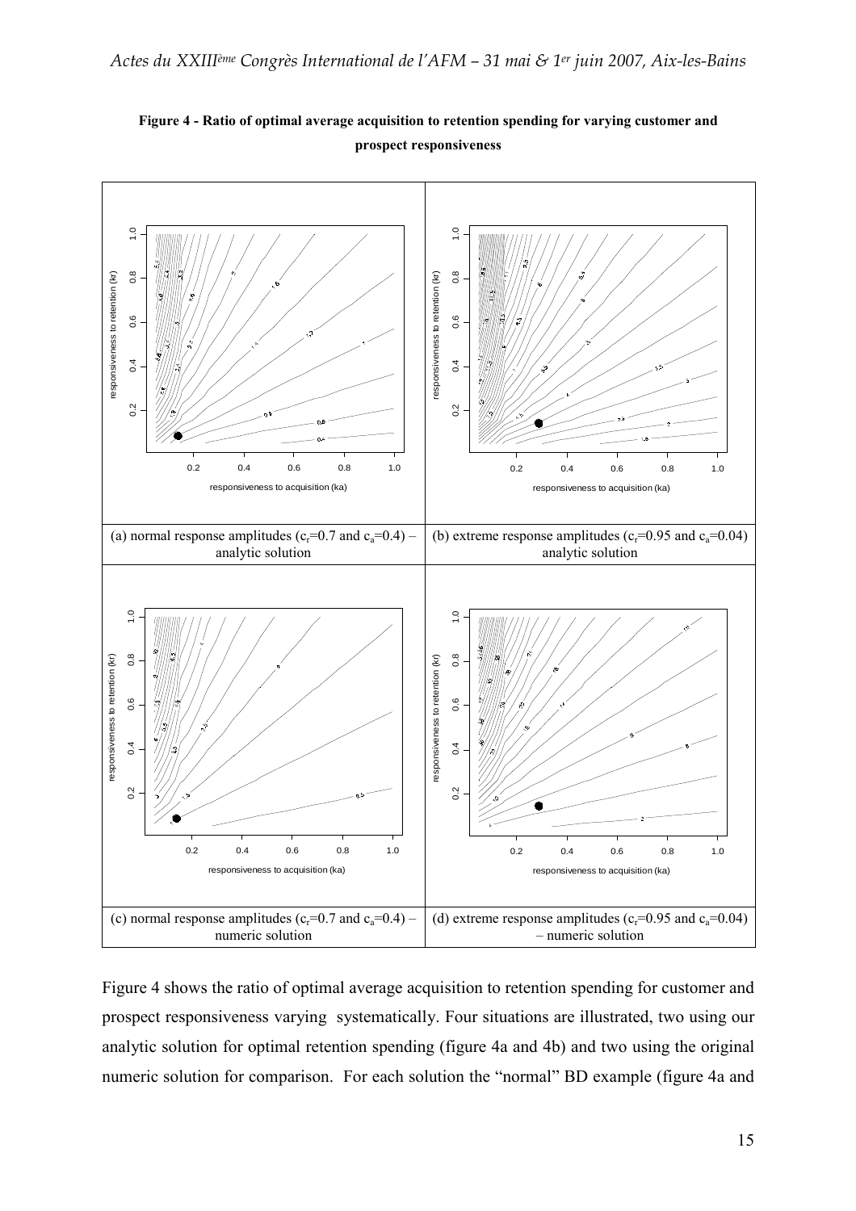**Figure 4 - Ratio of optimal average acquisition to retention spending for varying customer and prospect responsiveness**

(a) normal response amplitudes ($c_r$=0.7 and $c_a$=0.4) – analytic solution

(b) extreme response amplitudes ($c_r$=0.95 and $c_a$=0.04) analytic solution

(c) normal response amplitudes ($c_r$=0.7 and $c_a$=0.4) – numeric solution

(d) extreme response amplitudes ($c_r$=0.95 and $c_a$=0.04) – numeric solution

Figure 4 shows the ratio of optimal average acquisition to retention spending for customer and prospect responsiveness varying systematically. Four situations are illustrated, two using our analytic solution for optimal retention spending (figure 4a and 4b) and two using the original numeric solution for comparison. For each solution the "normal" BD example (figure 4a and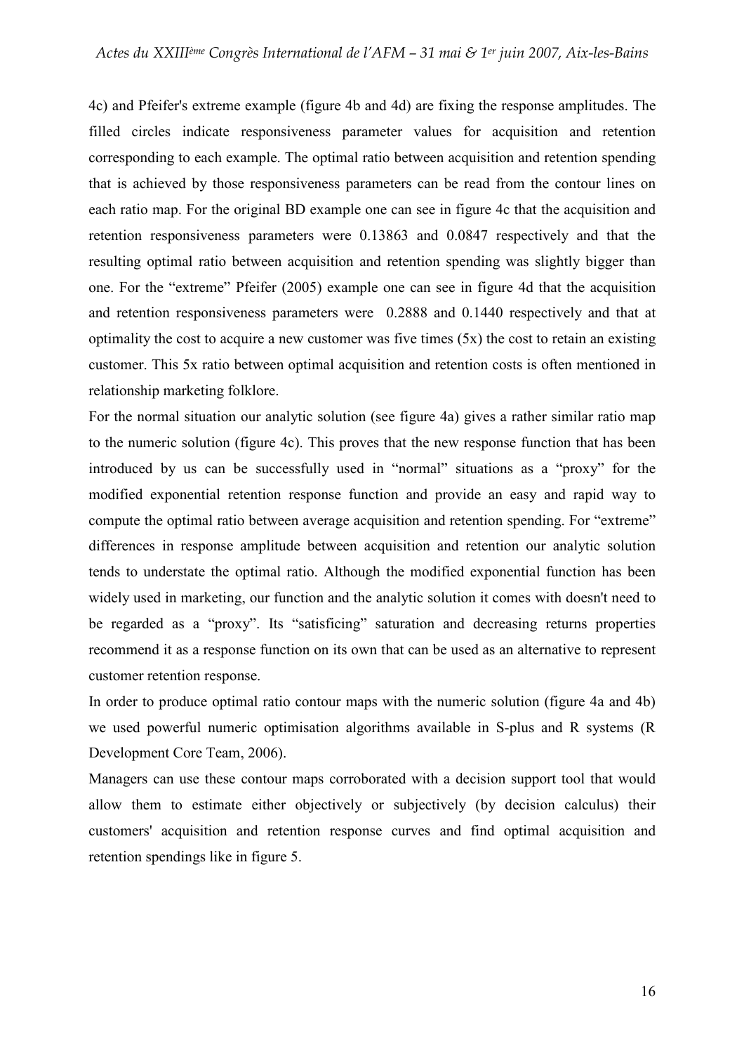4c) and Pfeifer's extreme example (figure 4b and 4d) are fixing the response amplitudes. The filled circles indicate responsiveness parameter values for acquisition and retention corresponding to each example. The optimal ratio between acquisition and retention spending that is achieved by those responsiveness parameters can be read from the contour lines on each ratio map. For the original BD example one can see in figure 4c that the acquisition and retention responsiveness parameters were 0.13863 and 0.0847 respectively and that the resulting optimal ratio between acquisition and retention spending was slightly bigger than one. For the "extreme" Pfeifer (2005) example one can see in figure 4d that the acquisition and retention responsiveness parameters were 0.2888 and 0.1440 respectively and that at optimality the cost to acquire a new customer was five times (5x) the cost to retain an existing customer. This 5x ratio between optimal acquisition and retention costs is often mentioned in relationship marketing folklore.

For the normal situation our analytic solution (see figure 4a) gives a rather similar ratio map to the numeric solution (figure 4c). This proves that the new response function that has been introduced by us can be successfully used in "normal" situations as a "proxy" for the modified exponential retention response function and provide an easy and rapid way to compute the optimal ratio between average acquisition and retention spending. For "extreme" differences in response amplitude between acquisition and retention our analytic solution tends to understate the optimal ratio. Although the modified exponential function has been widely used in marketing, our function and the analytic solution it comes with doesn't need to be regarded as a "proxy". Its "satisficing" saturation and decreasing returns properties recommend it as a response function on its own that can be used as an alternative to represent customer retention response.

In order to produce optimal ratio contour maps with the numeric solution (figure 4a and 4b) we used powerful numeric optimisation algorithms available in S-plus and R systems (R Development Core Team, 2006).

Managers can use these contour maps corroborated with a decision support tool that would allow them to estimate either objectively or subjectively (by decision calculus) their customers' acquisition and retention response curves and find optimal acquisition and retention spendings like in figure 5.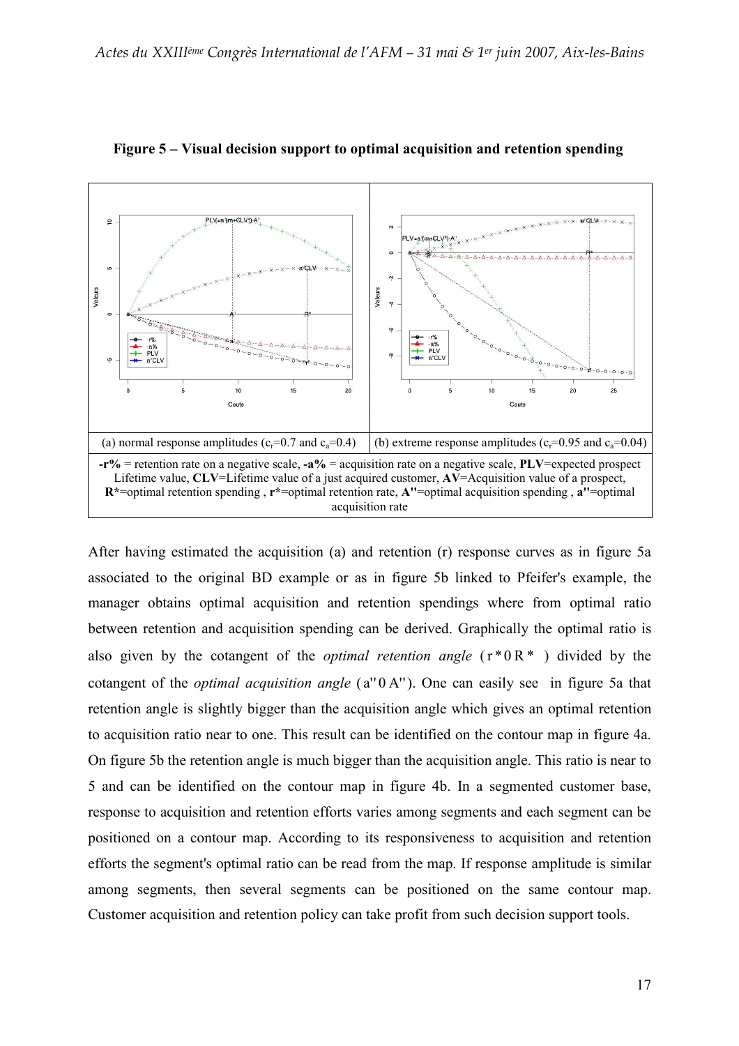**Figure 5 – Visual decision support to optimal acquisition and retention spending**

| (a) normal response amplitudes ($c_r$=0.7 and $c_a$=0.4) | (b) extreme response amplitudes ($c_r$=0.95 and $c_a$=0.04) |
|---|---|

**-r%** = retention rate on a negative scale, **-a%** = acquisition rate on a negative scale, **PLV**=expected prospect Lifetime value, **CLV**=Lifetime value of a just acquired customer, **AV**=Acquisition value of a prospect, **R\***=optimal retention spending , **r\***=optimal retention rate, **A''**=optimal acquisition spending , **a''**=optimal acquisition rate

After having estimated the acquisition (a) and retention (r) response curves as in figure 5a associated to the original BD example or as in figure 5b linked to Pfeifer's example, the manager obtains optimal acquisition and retention spendings where from optimal ratio between retention and acquisition spending can be derived. Graphically the optimal ratio is also given by the cotangent of the *optimal retention angle* ($r^* 0 R^*$) divided by the cotangent of the *optimal acquisition angle* ($a'' 0 A''$). One can easily see in figure 5a that retention angle is slightly bigger than the acquisition angle which gives an optimal retention to acquisition ratio near to one. This result can be identified on the contour map in figure 4a. On figure 5b the retention angle is much bigger than the acquisition angle. This ratio is near to 5 and can be identified on the contour map in figure 4b. In a segmented customer base, response to acquisition and retention efforts varies among segments and each segment can be positioned on a contour map. According to its responsiveness to acquisition and retention efforts the segment's optimal ratio can be read from the map. If response amplitude is similar among segments, then several segments can be positioned on the same contour map. Customer acquisition and retention policy can take profit from such decision support tools.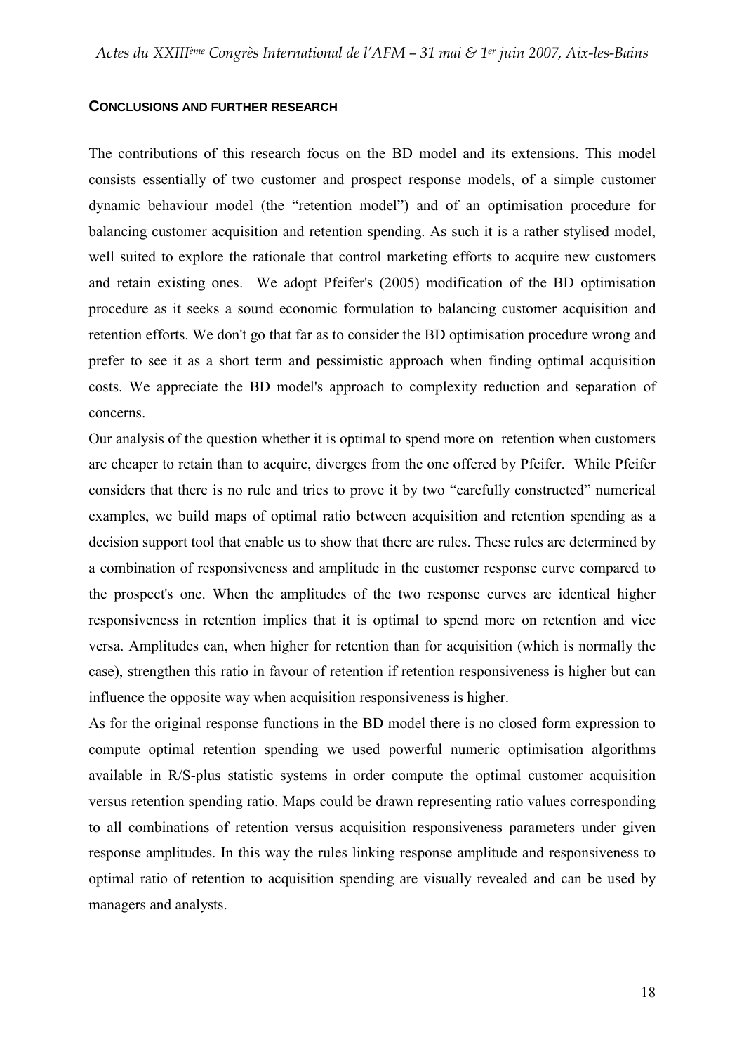## CONCLUSIONS AND FURTHER RESEARCH

The contributions of this research focus on the BD model and its extensions. This model consists essentially of two customer and prospect response models, of a simple customer dynamic behaviour model (the "retention model") and of an optimisation procedure for balancing customer acquisition and retention spending. As such it is a rather stylised model, well suited to explore the rationale that control marketing efforts to acquire new customers and retain existing ones. We adopt Pfeifer's (2005) modification of the BD optimisation procedure as it seeks a sound economic formulation to balancing customer acquisition and retention efforts. We don't go that far as to consider the BD optimisation procedure wrong and prefer to see it as a short term and pessimistic approach when finding optimal acquisition costs. We appreciate the BD model's approach to complexity reduction and separation of concerns.

Our analysis of the question whether it is optimal to spend more on retention when customers are cheaper to retain than to acquire, diverges from the one offered by Pfeifer. While Pfeifer considers that there is no rule and tries to prove it by two "carefully constructed" numerical examples, we build maps of optimal ratio between acquisition and retention spending as a decision support tool that enable us to show that there are rules. These rules are determined by a combination of responsiveness and amplitude in the customer response curve compared to the prospect's one. When the amplitudes of the two response curves are identical higher responsiveness in retention implies that it is optimal to spend more on retention and vice versa. Amplitudes can, when higher for retention than for acquisition (which is normally the case), strengthen this ratio in favour of retention if retention responsiveness is higher but can influence the opposite way when acquisition responsiveness is higher.

As for the original response functions in the BD model there is no closed form expression to compute optimal retention spending we used powerful numeric optimisation algorithms available in R/S-plus statistic systems in order compute the optimal customer acquisition versus retention spending ratio. Maps could be drawn representing ratio values corresponding to all combinations of retention versus acquisition responsiveness parameters under given response amplitudes. In this way the rules linking response amplitude and responsiveness to optimal ratio of retention to acquisition spending are visually revealed and can be used by managers and analysts.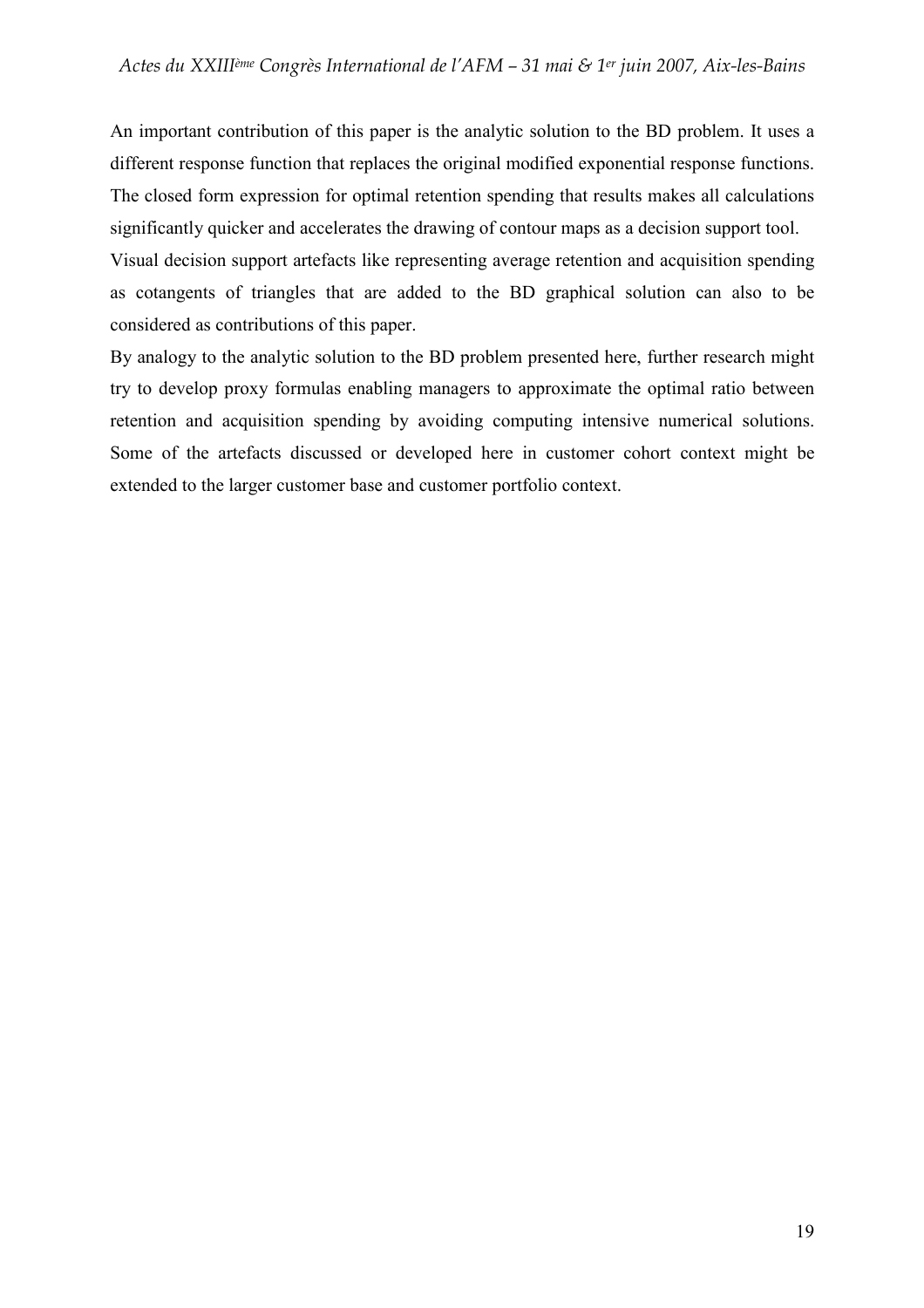An important contribution of this paper is the analytic solution to the BD problem. It uses a different response function that replaces the original modified exponential response functions. The closed form expression for optimal retention spending that results makes all calculations significantly quicker and accelerates the drawing of contour maps as a decision support tool.

Visual decision support artefacts like representing average retention and acquisition spending as cotangents of triangles that are added to the BD graphical solution can also to be considered as contributions of this paper.

By analogy to the analytic solution to the BD problem presented here, further research might try to develop proxy formulas enabling managers to approximate the optimal ratio between retention and acquisition spending by avoiding computing intensive numerical solutions. Some of the artefacts discussed or developed here in customer cohort context might be extended to the larger customer base and customer portfolio context.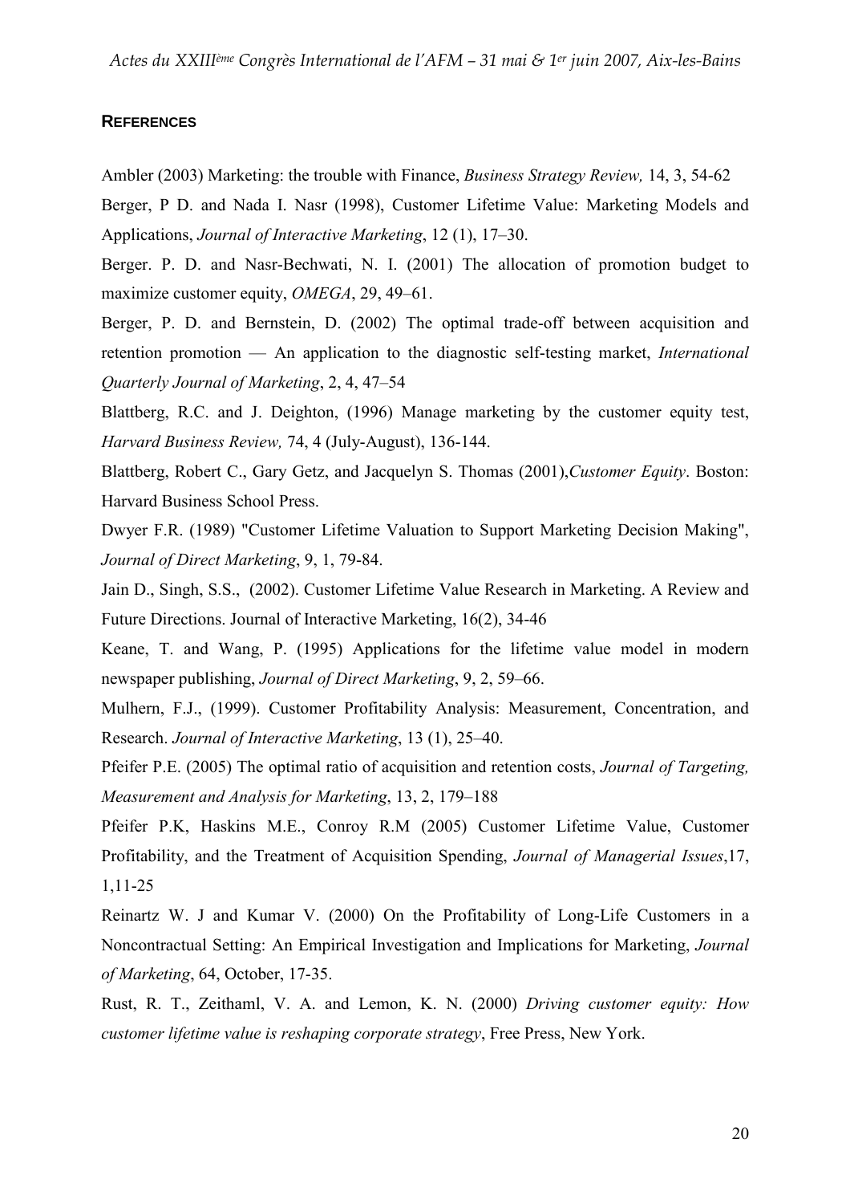**REFERENCES**

Ambler (2003) Marketing: the trouble with Finance, *Business Strategy Review,* 14, 3, 54-62

Berger, P D. and Nada I. Nasr (1998), Customer Lifetime Value: Marketing Models and Applications, *Journal of Interactive Marketing*, 12 (1), 17–30.

Berger. P. D. and Nasr-Bechwati, N. I. (2001) The allocation of promotion budget to maximize customer equity, *OMEGA*, 29, 49–61.

Berger, P. D. and Bernstein, D. (2002) The optimal trade-off between acquisition and retention promotion — An application to the diagnostic self-testing market, *International Quarterly Journal of Marketing*, 2, 4, 47–54

Blattberg, R.C. and J. Deighton, (1996) Manage marketing by the customer equity test, *Harvard Business Review,* 74, 4 (July-August), 136-144.

Blattberg, Robert C., Gary Getz, and Jacquelyn S. Thomas (2001),*Customer Equity*. Boston: Harvard Business School Press.

Dwyer F.R. (1989) "Customer Lifetime Valuation to Support Marketing Decision Making", *Journal of Direct Marketing*, 9, 1, 79-84.

Jain D., Singh, S.S., (2002). Customer Lifetime Value Research in Marketing. A Review and Future Directions. Journal of Interactive Marketing, 16(2), 34-46

Keane, T. and Wang, P. (1995) Applications for the lifetime value model in modern newspaper publishing, *Journal of Direct Marketing*, 9, 2, 59–66.

Mulhern, F.J., (1999). Customer Profitability Analysis: Measurement, Concentration, and Research. *Journal of Interactive Marketing*, 13 (1), 25–40.

Pfeifer P.E. (2005) The optimal ratio of acquisition and retention costs, *Journal of Targeting, Measurement and Analysis for Marketing*, 13, 2, 179–188

Pfeifer P.K, Haskins M.E., Conroy R.M (2005) Customer Lifetime Value, Customer Profitability, and the Treatment of Acquisition Spending, *Journal of Managerial Issues*,17, 1,11-25

Reinartz W. J and Kumar V. (2000) On the Profitability of Long-Life Customers in a Noncontractual Setting: An Empirical Investigation and Implications for Marketing, *Journal of Marketing*, 64, October, 17-35.

Rust, R. T., Zeithaml, V. A. and Lemon, K. N. (2000) *Driving customer equity: How customer lifetime value is reshaping corporate strategy*, Free Press, New York.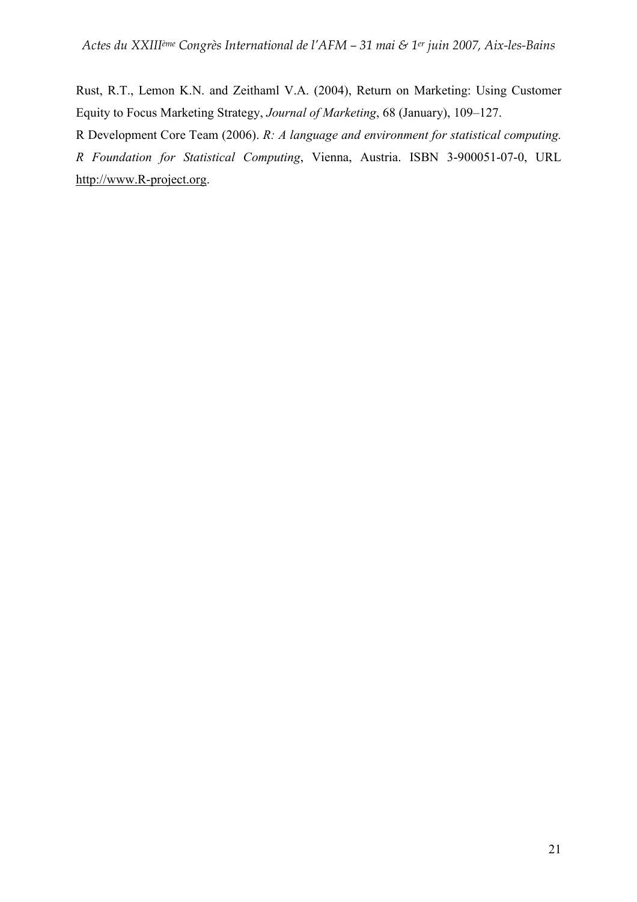Rust, R.T., Lemon K.N. and Zeithaml V.A. (2004), Return on Marketing: Using Customer Equity to Focus Marketing Strategy, *Journal of Marketing*, 68 (January), 109–127.

R Development Core Team (2006). *R: A language and environment for statistical computing. R Foundation for Statistical Computing*, Vienna, Austria. ISBN 3-900051-07-0, URL http://www.R-project.org.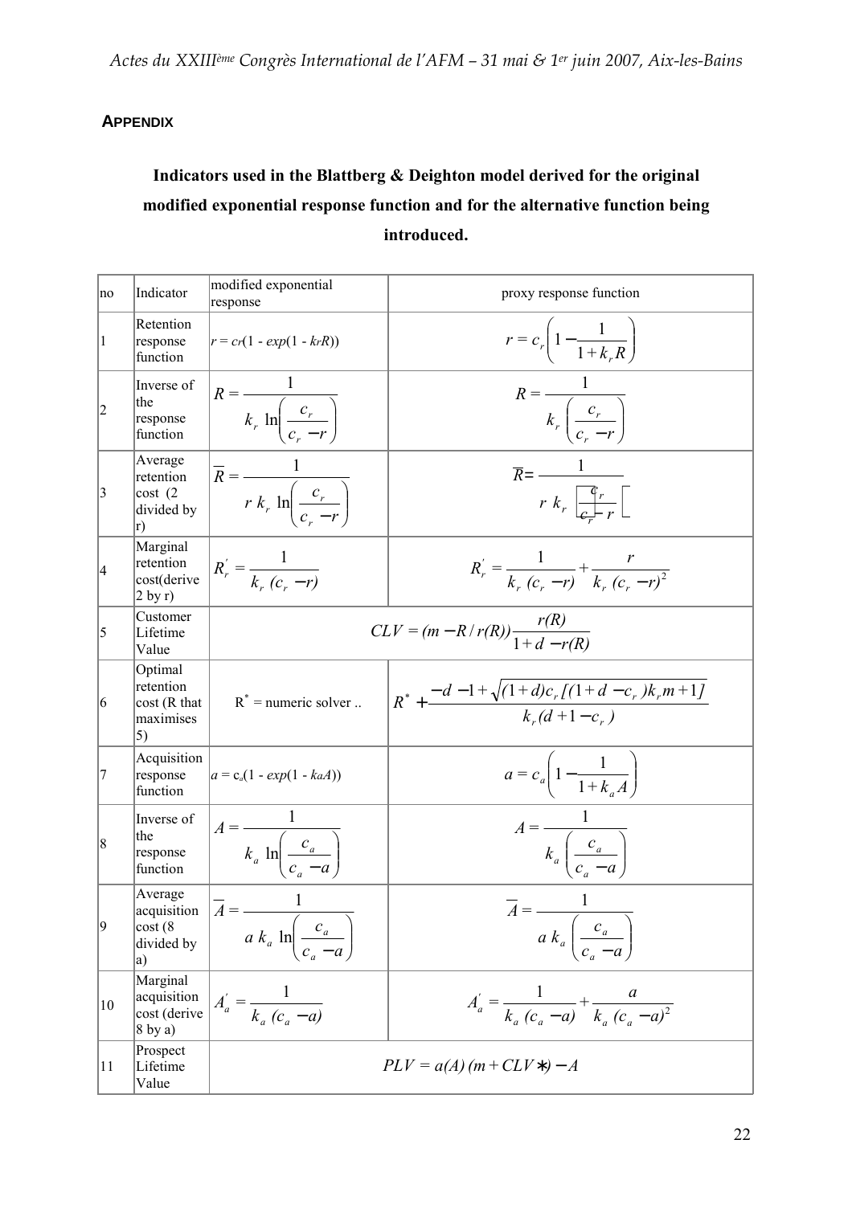## APPENDIX

**Indicators used in the Blattberg & Deighton model derived for the original modified exponential response function and for the alternative function being introduced.**

| no | Indicator | modified exponential response | proxy response function |
|---|---|---|---|
| 1 | Retention response function | $r = c_r(1 - exp(1 - k_r R))$ | $r = c_r\left(1 - \frac{1}{1 + k_r R}\right)$ |
| 2 | Inverse of the response function | $R = \frac{1}{k_r \ln\left(\frac{c_r}{c_r - r}\right)}$ | $R = \frac{1}{k_r \left(\frac{c_r}{c_r - r}\right)}$ |
| 3 | Average retention cost (2 divided by r) | $\overline{R} = \frac{1}{r\, k_r \ln\left(\frac{c_r}{c_r - r}\right)}$ | $\overline{R} = \frac{1}{r\, k_r \left[\frac{c_r}{c_r - r}\right]}$ |
| 4 | Marginal retention cost(derive 2 by r) | $R_r^{'} = \frac{1}{k_r\, (c_r - r)}$ | $R_r^{'} = \frac{1}{k_r\, (c_r - r)} + \frac{r}{k_r\, (c_r - r)^2}$ |
| 5 | Customer Lifetime Value | $CLV = (m - R / r(R))\frac{r(R)}{1 + d - r(R)}$ | |
| 6 | Optimal retention cost (R that maximises 5) | $R^*$ = numeric solver .. | $R^* + \frac{-d - 1 + \sqrt{(1 + d)c_r [(1 + d - c_r)k_r m + 1]}}{k_r (d + 1 - c_r)}$ |
| 7 | Acquisition response function | $a = c_a(1 - exp(1 - k_a A))$ | $a = c_a\left(1 - \frac{1}{1 + k_a A}\right)$ |
| 8 | Inverse of the response function | $A = \frac{1}{k_a \ln\left(\frac{c_a}{c_a - a}\right)}$ | $A = \frac{1}{k_a \left(\frac{c_a}{c_a - a}\right)}$ |
| 9 | Average acquisition cost (8 divided by a) | $\overline{A} = \frac{1}{a\, k_a \ln\left(\frac{c_a}{c_a - a}\right)}$ | $\overline{A} = \frac{1}{a\, k_a \left(\frac{c_a}{c_a - a}\right)}$ |
| 10 | Marginal acquisition cost (derive 8 by a) | $A_a^{'} = \frac{1}{k_a\, (c_a - a)}$ | $A_a^{'} = \frac{1}{k_a\, (c_a - a)} + \frac{a}{k_a\, (c_a - a)^2}$ |
| 11 | Prospect Lifetime Value | $PLV = a(A)\, (m + CLV *) - A$ | |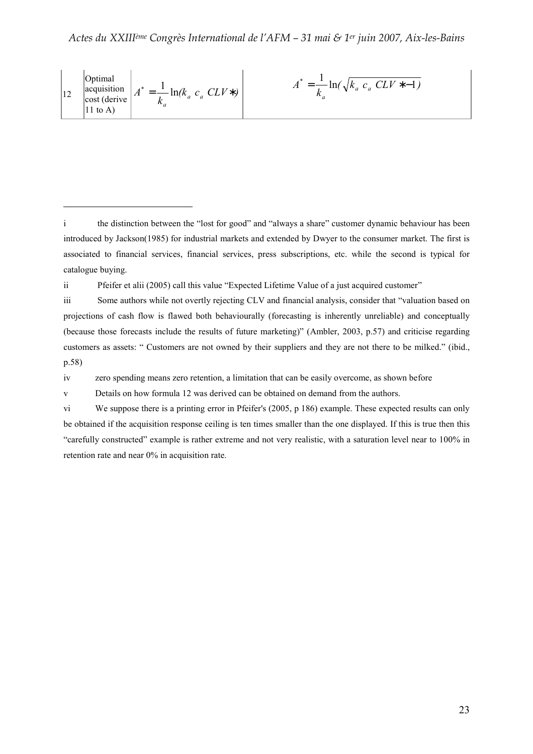| | | | |
|---|---|---|---|
| 12 | Optimal acquisition cost (derive 11 to A) | $A^* = \frac{1}{k_a} \ln(k_a\ c_a\ CLV*)$ | $A^* = \frac{1}{k_a} \ln(\sqrt{k_a\ c_a\ CLV*} - 1)$ |

---

i the distinction between the "lost for good" and "always a share" customer dynamic behaviour has been introduced by Jackson(1985) for industrial markets and extended by Dwyer to the consumer market. The first is associated to financial services, financial services, press subscriptions, etc. while the second is typical for catalogue buying.

ii Pfeifer et alii (2005) call this value "Expected Lifetime Value of a just acquired customer"

iii Some authors while not overtly rejecting CLV and financial analysis, consider that "valuation based on projections of cash flow is flawed both behaviourally (forecasting is inherently unreliable) and conceptually (because those forecasts include the results of future marketing)" (Ambler, 2003, p.57) and criticise regarding customers as assets: " Customers are not owned by their suppliers and they are not there to be milked." (ibid., p.58)

iv zero spending means zero retention, a limitation that can be easily overcome, as shown before

v Details on how formula 12 was derived can be obtained on demand from the authors.

vi We suppose there is a printing error in Pfeifer's (2005, p 186) example. These expected results can only be obtained if the acquisition response ceiling is ten times smaller than the one displayed. If this is true then this "carefully constructed" example is rather extreme and not very realistic, with a saturation level near to 100% in retention rate and near 0% in acquisition rate.